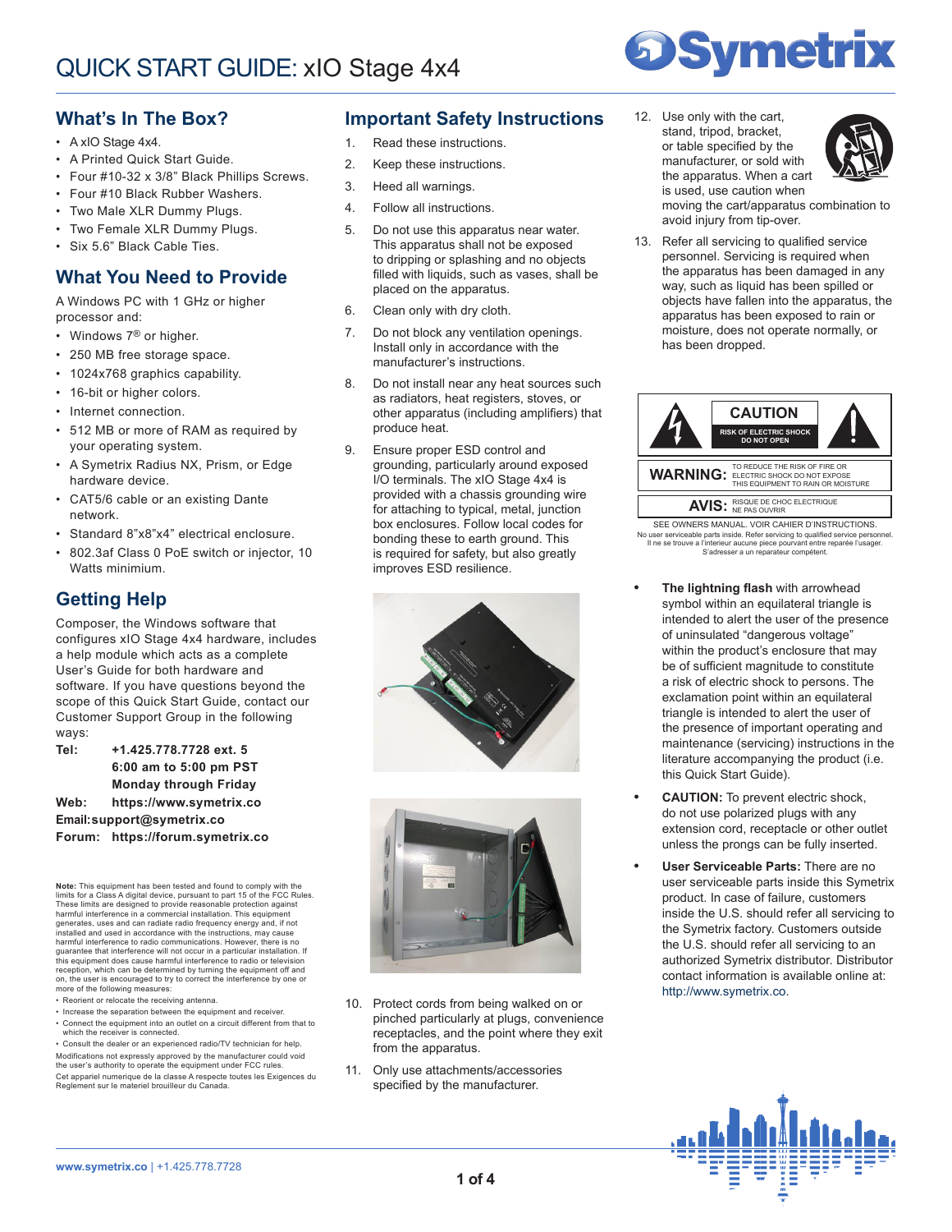# QUICK START GUIDE: xIO Stage 4x4

## What's In The Box?

- A xIO Stage 4x4.
- A Printed Quick Start Guide.
- Four #10-32 x 3/8" Black Phillips Screws.
- Four #10 Black Rubber Washers.
- Two Male XLR Dummy Plugs.
- Two Female XLR Dummy Plugs.
- Six 5.6" Black Cable Ties.

## What You Need to Provide

A Windows PC with 1 GHz or higher processor and:

- Windows 7® or higher.
- 250 MB free storage space.
- 1024x768 graphics capability.
- 16-bit or higher colors.
- Internet connection.
- 512 MB or more of RAM as required by your operating system.
- A Symetrix Radius NX, Prism, or Edge hardware device.
- CAT5/6 cable or an existing Dante network.
- Standard 8"x8"x4" electrical enclosure.
- 802.3af Class 0 PoE switch or injector, 10 Watts minimum.

## Getting Help

Composer, the Windows software that configures xIO Stage 4x4 hardware, includes a help module which acts as a complete User's Guide for both hardware and software. If you have questions beyond the scope of this Quick Start Guide, contact our Customer Support Group in the following ways:

**Tel:** **+1.425.778.7728 ext. 5**
**6:00 am to 5:00 pm PST**
**Monday through Friday**
**Web:** **https://www.symetrix.co**
**Email:support@symetrix.co**
**Forum:** **https://forum.symetrix.co**

**Note:** This equipment has been tested and found to comply with the limits for a Class A digital device, pursuant to part 15 of the FCC Rules. These limits are designed to provide reasonable protection against harmful interference in a commercial installation. This equipment generates, uses and can radiate radio frequency energy and, if not installed and used in accordance with the instructions, may cause harmful interference to radio communications. However, there is no guarantee that interference will not occur in a particular installation. If this equipment does cause harmful interference to radio or television reception, which can be determined by turning the equipment off and on, the user is encouraged to try to correct the interference by one or more of the following measures:

- Reorient or relocate the receiving antenna.
- Increase the separation between the equipment and receiver.
- Connect the equipment into an outlet on a circuit different from that to which the receiver is connected.
- Consult the dealer or an experienced radio/TV technician for help.

Modifications not expressly approved by the manufacturer could void the user's authority to operate the equipment under FCC rules.
Cet appareil numerique de la classe A respecte toutes les Exigences du Reglement sur le materiel brouilleur du Canada.

## Important Safety Instructions

1. Read these instructions.
2. Keep these instructions.
3. Heed all warnings.
4. Follow all instructions.
5. Do not use this apparatus near water. This apparatus shall not be exposed to dripping or splashing and no objects filled with liquids, such as vases, shall be placed on the apparatus.
6. Clean only with dry cloth.
7. Do not block any ventilation openings. Install only in accordance with the manufacturer's instructions.
8. Do not install near any heat sources such as radiators, heat registers, stoves, or other apparatus (including amplifiers) that produce heat.
9. Ensure proper ESD control and grounding, particularly around exposed I/O terminals. The xIO Stage 4x4 is provided with a chassis grounding wire for attaching to typical, metal, junction box enclosures. Follow local codes for bonding these to earth ground. This is required for safety, but also greatly improves ESD resilience.
10. Protect cords from being walked on or pinched particularly at plugs, convenience receptacles, and the point where they exit from the apparatus.
11. Only use attachments/accessories specified by the manufacturer.
12. Use only with the cart, stand, tripod, bracket, or table specified by the manufacturer, or sold with the apparatus. When a cart is used, use caution when moving the cart/apparatus combination to avoid injury from tip-over.
13. Refer all servicing to qualified service personnel. Servicing is required when the apparatus has been damaged in any way, such as liquid has been spilled or objects have fallen into the apparatus, the apparatus has been exposed to rain or moisture, does not operate normally, or has been dropped.

**CAUTION**
RISK OF ELECTRIC SHOCK
DO NOT OPEN

**WARNING:** TO REDUCE THE RISK OF FIRE OR ELECTRIC SHOCK DO NOT EXPOSE THIS EQUIPMENT TO RAIN OR MOISTURE

**AVIS:** RISQUE DE CHOC ELECTRIQUE NE PAS OUVRIR

SEE OWNERS MANUAL. VOIR CAHIER D'INSTRUCTIONS.
No user serviceable parts inside. Refer servicing to qualified service personnel.
Il ne se trouve a l'interieur aucune piece pourvant entre reparée l'usager.
S'adresser a un reparateur compétent.

- **The lightning flash** with arrowhead symbol within an equilateral triangle is intended to alert the user of the presence of uninsulated "dangerous voltage" within the product's enclosure that may be of sufficient magnitude to constitute a risk of electric shock to persons. The exclamation point within an equilateral triangle is intended to alert the user of the presence of important operating and maintenance (servicing) instructions in the literature accompanying the product (i.e. this Quick Start Guide).
- **CAUTION:** To prevent electric shock, do not use polarized plugs with any extension cord, receptacle or other outlet unless the prongs can be fully inserted.
- **User Serviceable Parts:** There are no user serviceable parts inside this Symetrix product. In case of failure, customers inside the U.S. should refer all servicing to the Symetrix factory. Customers outside the U.S. should refer all servicing to an authorized Symetrix distributor. Distributor contact information is available online at: http://www.symetrix.co.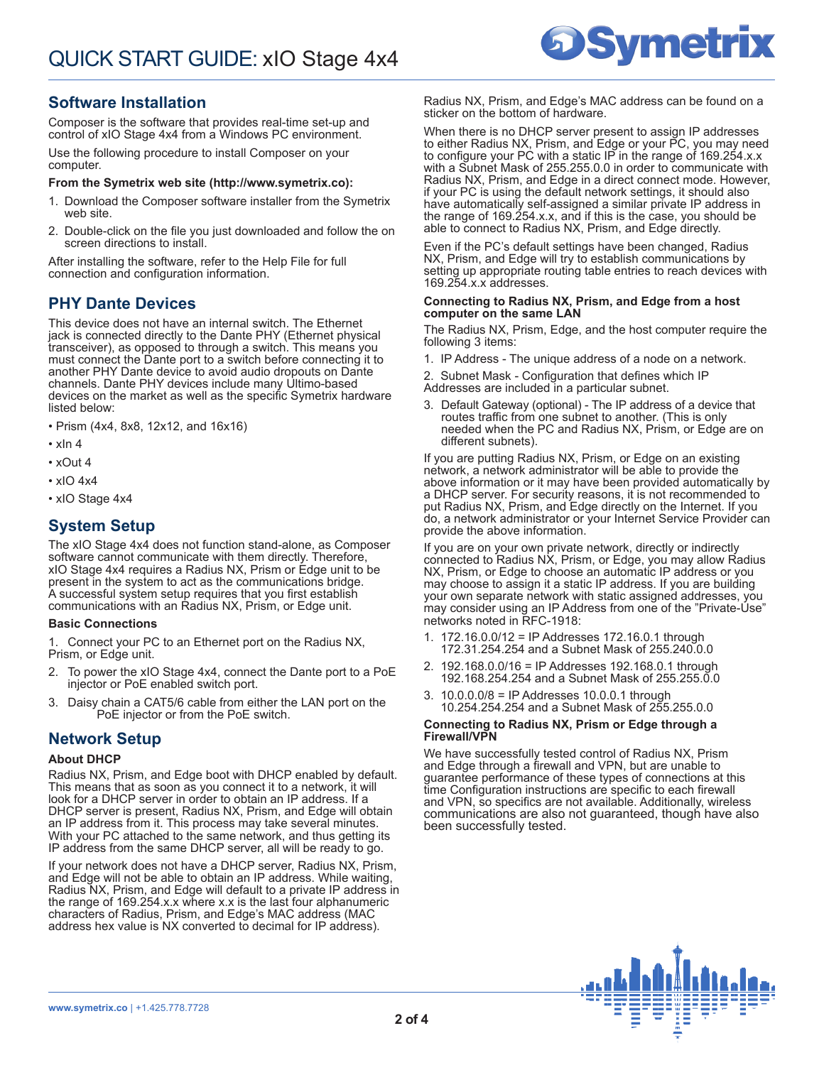## Software Installation

Composer is the software that provides real-time set-up and control of xIO Stage 4x4 from a Windows PC environment.

Use the following procedure to install Composer on your computer.

**From the Symetrix web site (http://www.symetrix.co):**

1. Download the Composer software installer from the Symetrix web site.
2. Double-click on the file you just downloaded and follow the on screen directions to install.

After installing the software, refer to the Help File for full connection and configuration information.

## PHY Dante Devices

This device does not have an internal switch. The Ethernet jack is connected directly to the Dante PHY (Ethernet physical transceiver), as opposed to through a switch. This means you must connect the Dante port to a switch before connecting it to another PHY Dante device to avoid audio dropouts on Dante channels. Dante PHY devices include many Ultimo-based devices on the market as well as the specific Symetrix hardware listed below:

- Prism (4x4, 8x8, 12x12, and 16x16)
- xIn 4
- xOut 4
- xIO 4x4
- xIO Stage 4x4

## System Setup

The xIO Stage 4x4 does not function stand-alone, as Composer software cannot communicate with them directly. Therefore, xIO Stage 4x4 requires a Radius NX, Prism or Edge unit to be present in the system to act as the communications bridge. A successful system setup requires that you first establish communications with an Radius NX, Prism, or Edge unit.

### Basic Connections

1. Connect your PC to an Ethernet port on the Radius NX, Prism, or Edge unit.
2. To power the xIO Stage 4x4, connect the Dante port to a PoE injector or PoE enabled switch port.
3. Daisy chain a CAT5/6 cable from either the LAN port on the PoE injector or from the PoE switch.

## Network Setup

### About DHCP

Radius NX, Prism, and Edge boot with DHCP enabled by default. This means that as soon as you connect it to a network, it will look for a DHCP server in order to obtain an IP address. If a DHCP server is present, Radius NX, Prism, and Edge will obtain an IP address from it. This process may take several minutes. With your PC attached to the same network, and thus getting its IP address from the same DHCP server, all will be ready to go.

If your network does not have a DHCP server, Radius NX, Prism, and Edge will not be able to obtain an IP address. While waiting, Radius NX, Prism, and Edge will default to a private IP address in the range of 169.254.x.x where x.x is the last four alphanumeric characters of Radius, Prism, and Edge's MAC address (MAC address hex value is NX converted to decimal for IP address).

Radius NX, Prism, and Edge's MAC address can be found on a sticker on the bottom of hardware.

When there is no DHCP server present to assign IP addresses to either Radius NX, Prism, and Edge or your PC, you may need to configure your PC with a static IP in the range of 169.254.x.x with a Subnet Mask of 255.255.0.0 in order to communicate with Radius NX, Prism, and Edge in a direct connect mode. However, if your PC is using the default network settings, it should also have automatically self-assigned a similar private IP address in the range of 169.254.x.x, and if this is the case, you should be able to connect to Radius NX, Prism, and Edge directly.

Even if the PC's default settings have been changed, Radius NX, Prism, and Edge will try to establish communications by setting up appropriate routing table entries to reach devices with 169.254.x.x addresses.

### Connecting to Radius NX, Prism, and Edge from a host computer on the same LAN

The Radius NX, Prism, Edge, and the host computer require the following 3 items:

1. IP Address - The unique address of a node on a network.
2. Subnet Mask - Configuration that defines which IP Addresses are included in a particular subnet.
3. Default Gateway (optional) - The IP address of a device that routes traffic from one subnet to another. (This is only needed when the PC and Radius NX, Prism, or Edge are on different subnets).

If you are putting Radius NX, Prism, or Edge on an existing network, a network administrator will be able to provide the above information or it may have been provided automatically by a DHCP server. For security reasons, it is not recommended to put Radius NX, Prism, and Edge directly on the Internet. If you do, a network administrator or your Internet Service Provider can provide the above information.

If you are on your own private network, directly or indirectly connected to Radius NX, Prism, or Edge, you may allow Radius NX, Prism, or Edge to choose an automatic IP address or you may choose to assign it a static IP address. If you are building your own separate network with static assigned addresses, you may consider using an IP Address from one of the "Private-Use" networks noted in RFC-1918:

1. 172.16.0.0/12 = IP Addresses 172.16.0.1 through 172.31.254.254 and a Subnet Mask of 255.240.0.0
2. 192.168.0.0/16 = IP Addresses 192.168.0.1 through 192.168.254.254 and a Subnet Mask of 255.255.0.0
3. 10.0.0.0/8 = IP Addresses 10.0.0.1 through 10.254.254.254 and a Subnet Mask of 255.255.0.0

### Connecting to Radius NX, Prism or Edge through a Firewall/VPN

We have successfully tested control of Radius NX, Prism and Edge through a firewall and VPN, but are unable to guarantee performance of these types of connections at this time Configuration instructions are specific to each firewall and VPN, so specifics are not available. Additionally, wireless communications are also not guaranteed, though have also been successfully tested.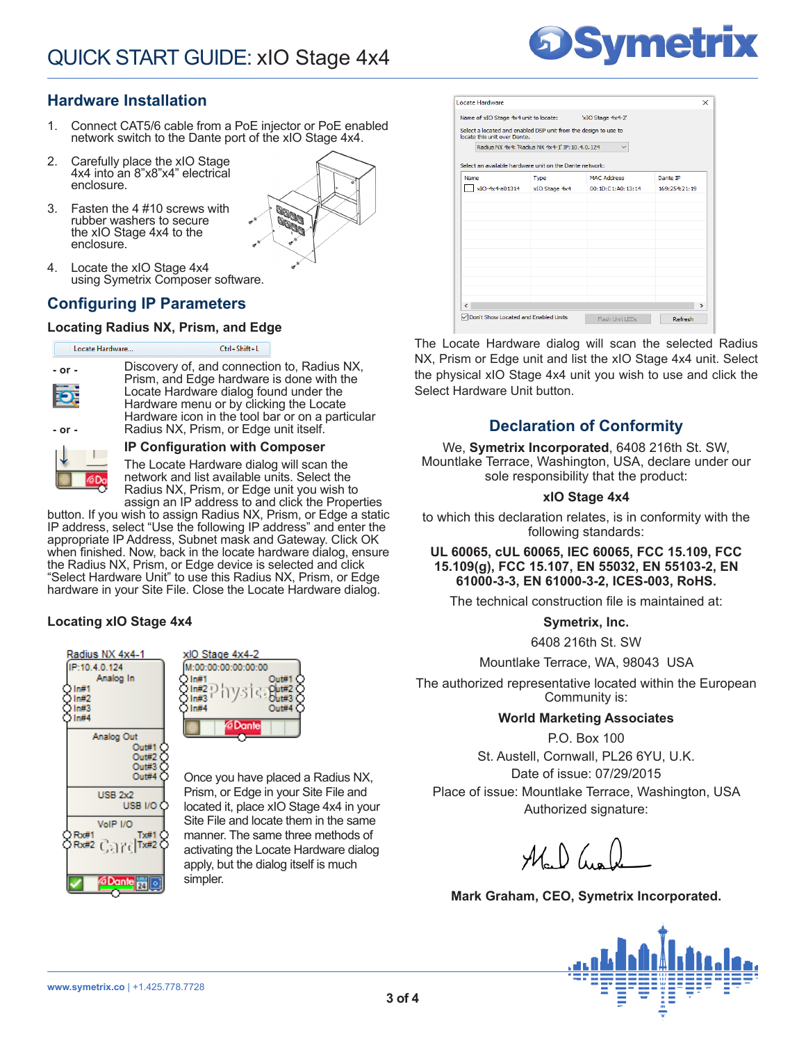## Hardware Installation

1. Connect CAT5/6 cable from a PoE injector or PoE enabled network switch to the Dante port of the xIO Stage 4x4.
2. Carefully place the xIO Stage 4x4 into an 8"x8"x4" electrical enclosure.
3. Fasten the 4 #10 screws with rubber washers to secure the xIO Stage 4x4 to the enclosure.
4. Locate the xIO Stage 4x4 using Symetrix Composer software.

## Configuring IP Parameters

### Locating Radius NX, Prism, and Edge

Locate Hardware... Ctrl+Shift+L

- or -

- or -

Discovery of, and connection to, Radius NX, Prism, and Edge hardware is done with the Locate Hardware dialog found under the Hardware menu or by clicking the Locate Hardware icon in the tool bar or on a particular Radius NX, Prism, or Edge unit itself.

### IP Configuration with Composer

The Locate Hardware dialog will scan the network and list available units. Select the Radius NX, Prism, or Edge unit you wish to assign an IP address to and click the Properties button. If you wish to assign Radius NX, Prism, or Edge a static IP address, select "Use the following IP address" and enter the appropriate IP Address, Subnet mask and Gateway. Click OK when finished. Now, back in the locate hardware dialog, ensure the Radius NX, Prism, or Edge device is selected and click "Select Hardware Unit" to use this Radius NX, Prism, or Edge hardware in your Site File. Close the Locate Hardware dialog.

### Locating xIO Stage 4x4

Once you have placed a Radius NX, Prism, or Edge in your Site File and located it, place xIO Stage 4x4 in your Site File and locate them in the same manner. The same three methods of activating the Locate Hardware dialog apply, but the dialog itself is much simpler.

The Locate Hardware dialog will scan the selected Radius NX, Prism or Edge unit and list the xIO Stage 4x4 unit. Select the physical xIO Stage 4x4 unit you wish to use and click the Select Hardware Unit button.

## Declaration of Conformity

We, **Symetrix Incorporated**, 6408 216th St. SW, Mountlake Terrace, Washington, USA, declare under our sole responsibility that the product:

**xIO Stage 4x4**

to which this declaration relates, is in conformity with the following standards:

**UL 60065, cUL 60065, IEC 60065, FCC 15.109, FCC 15.109(g), FCC 15.107, EN 55032, EN 55103-2, EN 61000-3-3, EN 61000-3-2, ICES-003, RoHS.**

The technical construction file is maintained at:

**Symetrix, Inc.**

6408 216th St. SW

Mountlake Terrace, WA, 98043 USA

The authorized representative located within the European Community is:

**World Marketing Associates**

P.O. Box 100

St. Austell, Cornwall, PL26 6YU, U.K.

Date of issue: 07/29/2015

Place of issue: Mountlake Terrace, Washington, USA

Authorized signature:

**Mark Graham, CEO, Symetrix Incorporated.**

www.symetrix.co | +1.425.778.7728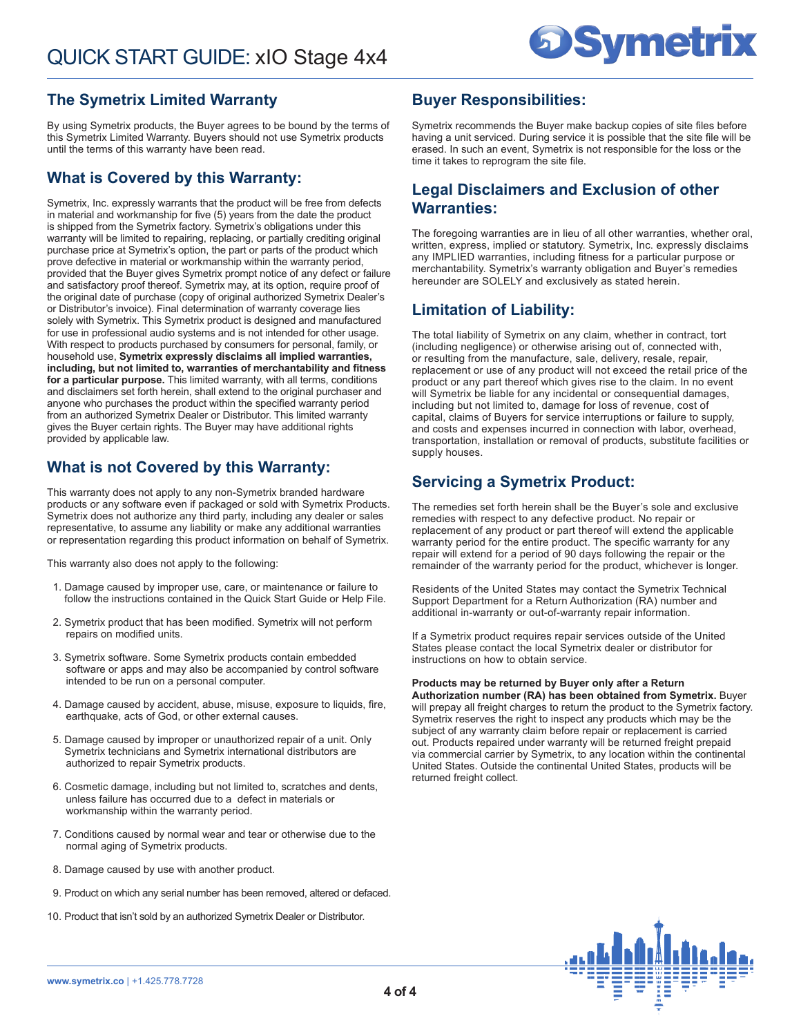## The Symetrix Limited Warranty

By using Symetrix products, the Buyer agrees to be bound by the terms of this Symetrix Limited Warranty. Buyers should not use Symetrix products until the terms of this warranty have been read.

## What is Covered by this Warranty:

Symetrix, Inc. expressly warrants that the product will be free from defects in material and workmanship for five (5) years from the date the product is shipped from the Symetrix factory. Symetrix's obligations under this warranty will be limited to repairing, replacing, or partially crediting original purchase price at Symetrix's option, the part or parts of the product which prove defective in material or workmanship within the warranty period, provided that the Buyer gives Symetrix prompt notice of any defect or failure and satisfactory proof thereof. Symetrix may, at its option, require proof of the original date of purchase (copy of original authorized Symetrix Dealer's or Distributor's invoice). Final determination of warranty coverage lies solely with Symetrix. This Symetrix product is designed and manufactured for use in professional audio systems and is not intended for other usage. With respect to products purchased by consumers for personal, family, or household use, **Symetrix expressly disclaims all implied warranties, including, but not limited to, warranties of merchantability and fitness for a particular purpose.** This limited warranty, with all terms, conditions and disclaimers set forth herein, shall extend to the original purchaser and anyone who purchases the product within the specified warranty period from an authorized Symetrix Dealer or Distributor. This limited warranty gives the Buyer certain rights. The Buyer may have additional rights provided by applicable law.

## What is not Covered by this Warranty:

This warranty does not apply to any non-Symetrix branded hardware products or any software even if packaged or sold with Symetrix Products. Symetrix does not authorize any third party, including any dealer or sales representative, to assume any liability or make any additional warranties or representation regarding this product information on behalf of Symetrix.

This warranty also does not apply to the following:

1. Damage caused by improper use, care, or maintenance or failure to follow the instructions contained in the Quick Start Guide or Help File.
2. Symetrix product that has been modified. Symetrix will not perform repairs on modified units.
3. Symetrix software. Some Symetrix products contain embedded software or apps and may also be accompanied by control software intended to be run on a personal computer.
4. Damage caused by accident, abuse, misuse, exposure to liquids, fire, earthquake, acts of God, or other external causes.
5. Damage caused by improper or unauthorized repair of a unit. Only Symetrix technicians and Symetrix international distributors are authorized to repair Symetrix products.
6. Cosmetic damage, including but not limited to, scratches and dents, unless failure has occurred due to a defect in materials or workmanship within the warranty period.
7. Conditions caused by normal wear and tear or otherwise due to the normal aging of Symetrix products.
8. Damage caused by use with another product.
9. Product on which any serial number has been removed, altered or defaced.
10. Product that isn't sold by an authorized Symetrix Dealer or Distributor.

## Buyer Responsibilities:

Symetrix recommends the Buyer make backup copies of site files before having a unit serviced. During service it is possible that the site file will be erased. In such an event, Symetrix is not responsible for the loss or the time it takes to reprogram the site file.

## Legal Disclaimers and Exclusion of other Warranties:

The foregoing warranties are in lieu of all other warranties, whether oral, written, express, implied or statutory. Symetrix, Inc. expressly disclaims any IMPLIED warranties, including fitness for a particular purpose or merchantability. Symetrix's warranty obligation and Buyer's remedies hereunder are SOLELY and exclusively as stated herein.

## Limitation of Liability:

The total liability of Symetrix on any claim, whether in contract, tort (including negligence) or otherwise arising out of, connected with, or resulting from the manufacture, sale, delivery, resale, repair, replacement or use of any product will not exceed the retail price of the product or any part thereof which gives rise to the claim. In no event will Symetrix be liable for any incidental or consequential damages, including but not limited to, damage for loss of revenue, cost of capital, claims of Buyers for service interruptions or failure to supply, and costs and expenses incurred in connection with labor, overhead, transportation, installation or removal of products, substitute facilities or supply houses.

## Servicing a Symetrix Product:

The remedies set forth herein shall be the Buyer's sole and exclusive remedies with respect to any defective product. No repair or replacement of any product or part thereof will extend the applicable warranty period for the entire product. The specific warranty for any repair will extend for a period of 90 days following the repair or the remainder of the warranty period for the product, whichever is longer.

Residents of the United States may contact the Symetrix Technical Support Department for a Return Authorization (RA) number and additional in-warranty or out-of-warranty repair information.

If a Symetrix product requires repair services outside of the United States please contact the local Symetrix dealer or distributor for instructions on how to obtain service.

**Products may be returned by Buyer only after a Return Authorization number (RA) has been obtained from Symetrix.** Buyer will prepay all freight charges to return the product to the Symetrix factory. Symetrix reserves the right to inspect any products which may be the subject of any warranty claim before repair or replacement is carried out. Products repaired under warranty will be returned freight prepaid via commercial carrier by Symetrix, to any location within the continental United States. Outside the continental United States, products will be returned freight collect.